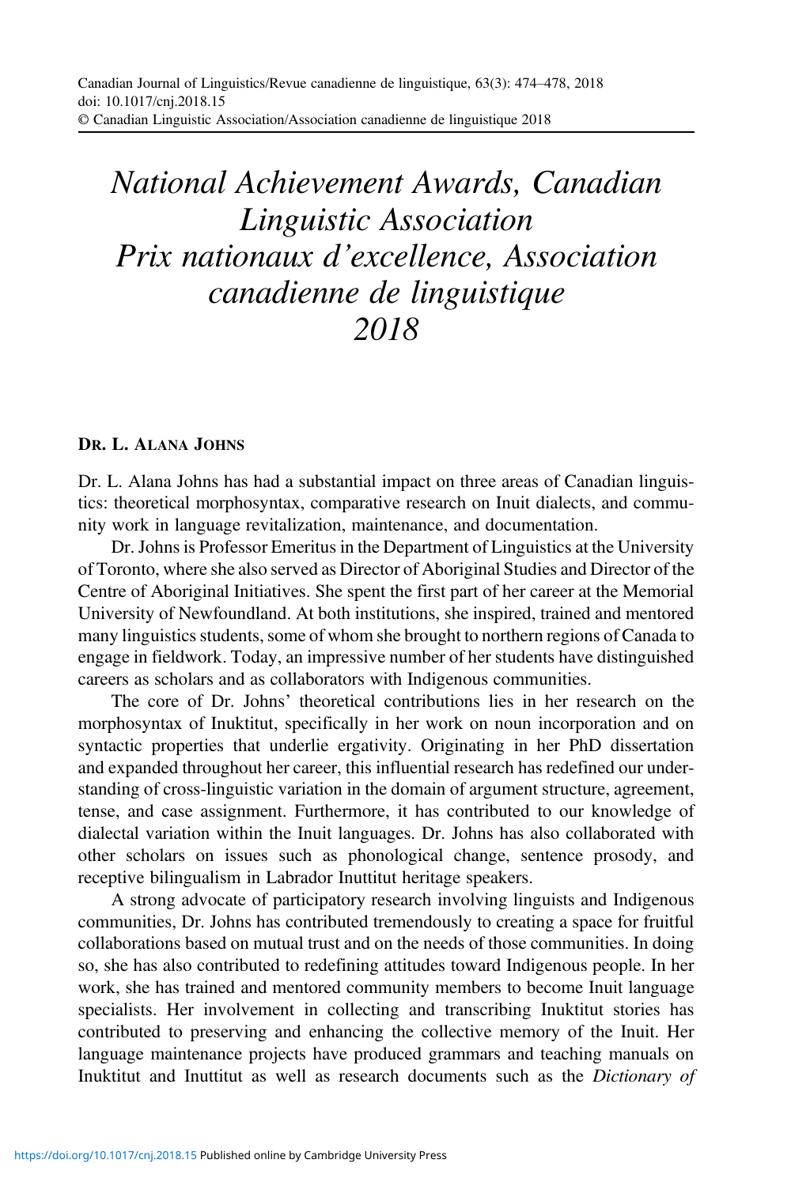# *National Achievement Awards, Canadian Linguistic Association Prix nationaux d'excellence, Association canadienne de linguistique 2018*

## DR. L. ALANA JOHNS

Dr. L. Alana Johns has had a substantial impact on three areas of Canadian linguistics: theoretical morphosyntax, comparative research on Inuit dialects, and community work in language revitalization, maintenance, and documentation.

Dr. Johns is Professor Emeritus in the Department of Linguistics at the University of Toronto, where she also served as Director of Aboriginal Studies and Director of the Centre of Aboriginal Initiatives. She spent the first part of her career at the Memorial University of Newfoundland. At both institutions, she inspired, trained and mentored many linguistics students, some of whom she brought to northern regions of Canada to engage in fieldwork. Today, an impressive number of her students have distinguished careers as scholars and as collaborators with Indigenous communities.

The core of Dr. Johns' theoretical contributions lies in her research on the morphosyntax of Inuktitut, specifically in her work on noun incorporation and on syntactic properties that underlie ergativity. Originating in her PhD dissertation and expanded throughout her career, this influential research has redefined our understanding of cross-linguistic variation in the domain of argument structure, agreement, tense, and case assignment. Furthermore, it has contributed to our knowledge of dialectal variation within the Inuit languages. Dr. Johns has also collaborated with other scholars on issues such as phonological change, sentence prosody, and receptive bilingualism in Labrador Inuttitut heritage speakers.

A strong advocate of participatory research involving linguists and Indigenous communities, Dr. Johns has contributed tremendously to creating a space for fruitful collaborations based on mutual trust and on the needs of those communities. In doing so, she has also contributed to redefining attitudes toward Indigenous people. In her work, she has trained and mentored community members to become Inuit language specialists. Her involvement in collecting and transcribing Inuktitut stories has contributed to preserving and enhancing the collective memory of the Inuit. Her language maintenance projects have produced grammars and teaching manuals on Inuktitut and Inuttitut as well as research documents such as the *Dictionary of*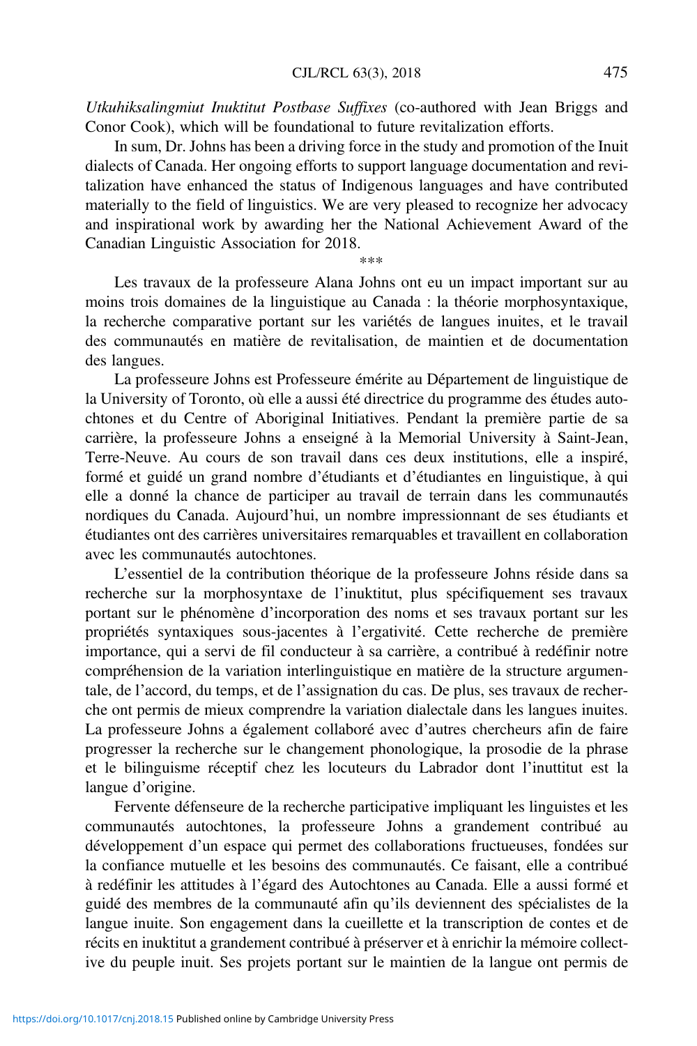*Utkuhiksalingmiut Inuktitut Postbase Suffixes* (co-authored with Jean Briggs and Conor Cook), which will be foundational to future revitalization efforts.

In sum, Dr. Johns has been a driving force in the study and promotion of the Inuit dialects of Canada. Her ongoing efforts to support language documentation and revitalization have enhanced the status of Indigenous languages and have contributed materially to the field of linguistics. We are very pleased to recognize her advocacy and inspirational work by awarding her the National Achievement Award of the Canadian Linguistic Association for 2018.

***

Les travaux de la professeure Alana Johns ont eu un impact important sur au moins trois domaines de la linguistique au Canada : la théorie morphosyntaxique, la recherche comparative portant sur les variétés de langues inuites, et le travail des communautés en matière de revitalisation, de maintien et de documentation des langues.

La professeure Johns est Professeure émérite au Département de linguistique de la University of Toronto, où elle a aussi été directrice du programme des études autochtones et du Centre of Aboriginal Initiatives. Pendant la première partie de sa carrière, la professeure Johns a enseigné à la Memorial University à Saint-Jean, Terre-Neuve. Au cours de son travail dans ces deux institutions, elle a inspiré, formé et guidé un grand nombre d'étudiants et d'étudiantes en linguistique, à qui elle a donné la chance de participer au travail de terrain dans les communautés nordiques du Canada. Aujourd'hui, un nombre impressionnant de ses étudiants et étudiantes ont des carrières universitaires remarquables et travaillent en collaboration avec les communautés autochtones.

L'essentiel de la contribution théorique de la professeure Johns réside dans sa recherche sur la morphosyntaxe de l'inuktitut, plus spécifiquement ses travaux portant sur le phénomène d'incorporation des noms et ses travaux portant sur les propriétés syntaxiques sous-jacentes à l'ergativité. Cette recherche de première importance, qui a servi de fil conducteur à sa carrière, a contribué à redéfinir notre compréhension de la variation interlinguistique en matière de la structure argumentale, de l'accord, du temps, et de l'assignation du cas. De plus, ses travaux de recherche ont permis de mieux comprendre la variation dialectale dans les langues inuites. La professeure Johns a également collaboré avec d'autres chercheurs afin de faire progresser la recherche sur le changement phonologique, la prosodie de la phrase et le bilinguisme réceptif chez les locuteurs du Labrador dont l'inuttitut est la langue d'origine.

Fervente défenseure de la recherche participative impliquant les linguistes et les communautés autochtones, la professeure Johns a grandement contribué au développement d'un espace qui permet des collaborations fructueuses, fondées sur la confiance mutuelle et les besoins des communautés. Ce faisant, elle a contribué à redéfinir les attitudes à l'égard des Autochtones au Canada. Elle a aussi formé et guidé des membres de la communauté afin qu'ils deviennent des spécialistes de la langue inuite. Son engagement dans la cueillette et la transcription de contes et de récits en inuktitut a grandement contribué à préserver et à enrichir la mémoire collective du peuple inuit. Ses projets portant sur le maintien de la langue ont permis de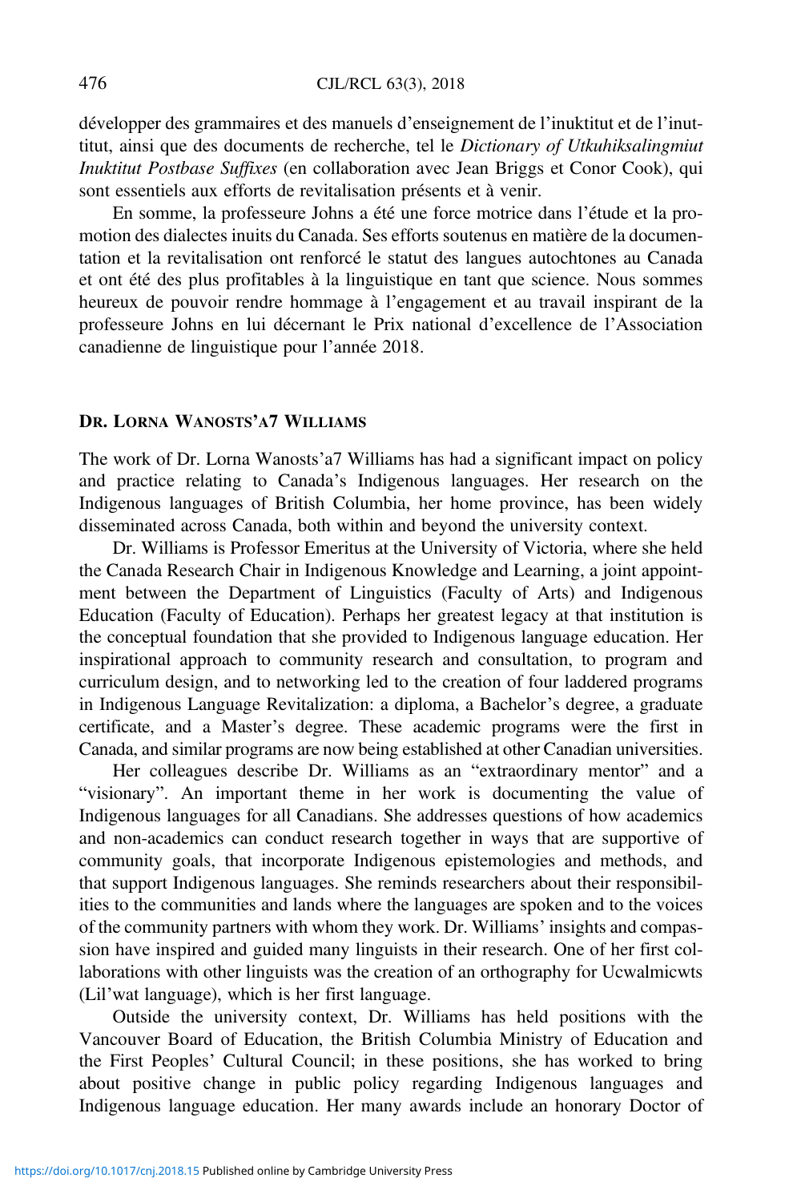développer des grammaires et des manuels d'enseignement de l'inuktitut et de l'inuttitut, ainsi que des documents de recherche, tel le *Dictionary of Utkuhiksalingmiut Inuktitut Postbase Suffixes* (en collaboration avec Jean Briggs et Conor Cook), qui sont essentiels aux efforts de revitalisation présents et à venir.

En somme, la professeure Johns a été une force motrice dans l'étude et la promotion des dialectes inuits du Canada. Ses efforts soutenus en matière de la documentation et la revitalisation ont renforcé le statut des langues autochtones au Canada et ont été des plus profitables à la linguistique en tant que science. Nous sommes heureux de pouvoir rendre hommage à l'engagement et au travail inspirant de la professeure Johns en lui décernant le Prix national d'excellence de l'Association canadienne de linguistique pour l'année 2018.

## Dr. Lorna Wanosts'a7 Williams

The work of Dr. Lorna Wanosts'a7 Williams has had a significant impact on policy and practice relating to Canada's Indigenous languages. Her research on the Indigenous languages of British Columbia, her home province, has been widely disseminated across Canada, both within and beyond the university context.

Dr. Williams is Professor Emeritus at the University of Victoria, where she held the Canada Research Chair in Indigenous Knowledge and Learning, a joint appointment between the Department of Linguistics (Faculty of Arts) and Indigenous Education (Faculty of Education). Perhaps her greatest legacy at that institution is the conceptual foundation that she provided to Indigenous language education. Her inspirational approach to community research and consultation, to program and curriculum design, and to networking led to the creation of four laddered programs in Indigenous Language Revitalization: a diploma, a Bachelor's degree, a graduate certificate, and a Master's degree. These academic programs were the first in Canada, and similar programs are now being established at other Canadian universities.

Her colleagues describe Dr. Williams as an "extraordinary mentor" and a "visionary". An important theme in her work is documenting the value of Indigenous languages for all Canadians. She addresses questions of how academics and non-academics can conduct research together in ways that are supportive of community goals, that incorporate Indigenous epistemologies and methods, and that support Indigenous languages. She reminds researchers about their responsibilities to the communities and lands where the languages are spoken and to the voices of the community partners with whom they work. Dr. Williams' insights and compassion have inspired and guided many linguists in their research. One of her first collaborations with other linguists was the creation of an orthography for Ucwalmicwts (Lil'wat language), which is her first language.

Outside the university context, Dr. Williams has held positions with the Vancouver Board of Education, the British Columbia Ministry of Education and the First Peoples' Cultural Council; in these positions, she has worked to bring about positive change in public policy regarding Indigenous languages and Indigenous language education. Her many awards include an honorary Doctor of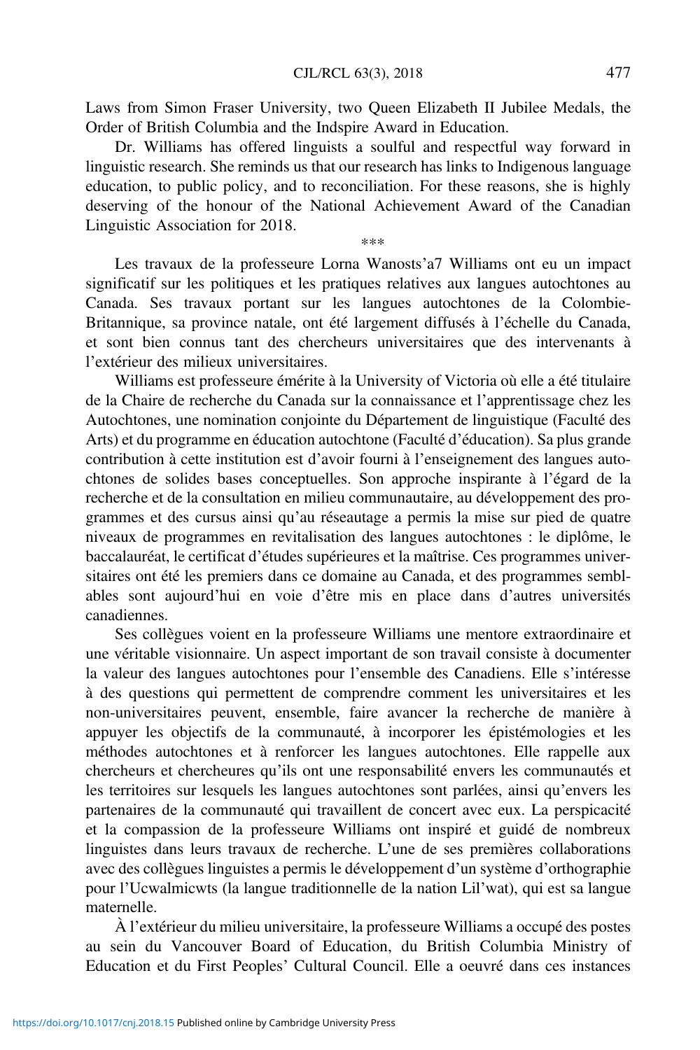Laws from Simon Fraser University, two Queen Elizabeth II Jubilee Medals, the Order of British Columbia and the Indspire Award in Education.

Dr. Williams has offered linguists a soulful and respectful way forward in linguistic research. She reminds us that our research has links to Indigenous language education, to public policy, and to reconciliation. For these reasons, she is highly deserving of the honour of the National Achievement Award of the Canadian Linguistic Association for 2018.

***

Les travaux de la professeure Lorna Wanosts'a7 Williams ont eu un impact significatif sur les politiques et les pratiques relatives aux langues autochtones au Canada. Ses travaux portant sur les langues autochtones de la Colombie-Britannique, sa province natale, ont été largement diffusés à l'échelle du Canada, et sont bien connus tant des chercheurs universitaires que des intervenants à l'extérieur des milieux universitaires.

Williams est professeure émérite à la University of Victoria où elle a été titulaire de la Chaire de recherche du Canada sur la connaissance et l'apprentissage chez les Autochtones, une nomination conjointe du Département de linguistique (Faculté des Arts) et du programme en éducation autochtone (Faculté d'éducation). Sa plus grande contribution à cette institution est d'avoir fourni à l'enseignement des langues autochtones de solides bases conceptuelles. Son approche inspirante à l'égard de la recherche et de la consultation en milieu communautaire, au développement des programmes et des cursus ainsi qu'au réseautage a permis la mise sur pied de quatre niveaux de programmes en revitalisation des langues autochtones : le diplôme, le baccalauréat, le certificat d'études supérieures et la maîtrise. Ces programmes universitaires ont été les premiers dans ce domaine au Canada, et des programmes semblables sont aujourd'hui en voie d'être mis en place dans d'autres universités canadiennes.

Ses collègues voient en la professeure Williams une mentore extraordinaire et une véritable visionnaire. Un aspect important de son travail consiste à documenter la valeur des langues autochtones pour l'ensemble des Canadiens. Elle s'intéresse à des questions qui permettent de comprendre comment les universitaires et les non-universitaires peuvent, ensemble, faire avancer la recherche de manière à appuyer les objectifs de la communauté, à incorporer les épistémologies et les méthodes autochtones et à renforcer les langues autochtones. Elle rappelle aux chercheurs et chercheures qu'ils ont une responsabilité envers les communautés et les territoires sur lesquels les langues autochtones sont parlées, ainsi qu'envers les partenaires de la communauté qui travaillent de concert avec eux. La perspicacité et la compassion de la professeure Williams ont inspiré et guidé de nombreux linguistes dans leurs travaux de recherche. L'une de ses premières collaborations avec des collègues linguistes a permis le développement d'un système d'orthographie pour l'Ucwalmicwts (la langue traditionnelle de la nation Lil'wat), qui est sa langue maternelle.

À l'extérieur du milieu universitaire, la professeure Williams a occupé des postes au sein du Vancouver Board of Education, du British Columbia Ministry of Education et du First Peoples' Cultural Council. Elle a oeuvré dans ces instances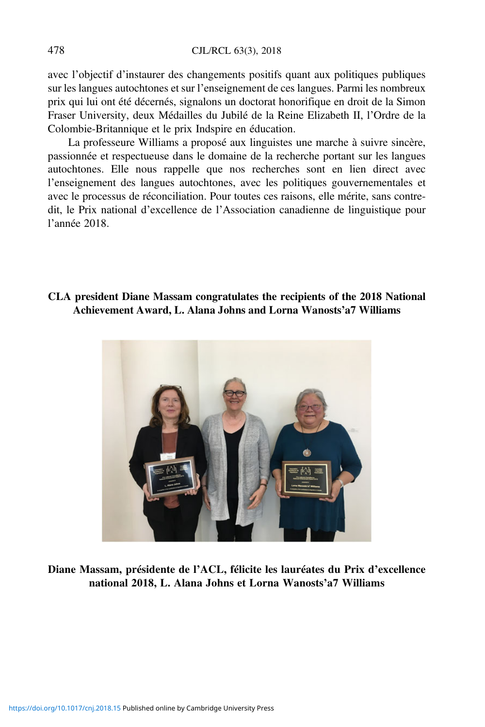avec l'objectif d'instaurer des changements positifs quant aux politiques publiques sur les langues autochtones et sur l'enseignement de ces langues. Parmi les nombreux prix qui lui ont été décernés, signalons un doctorat honorifique en droit de la Simon Fraser University, deux Médailles du Jubilé de la Reine Elizabeth II, l'Ordre de la Colombie-Britannique et le prix Indspire en éducation.

La professeure Williams a proposé aux linguistes une marche à suivre sincère, passionnée et respectueuse dans le domaine de la recherche portant sur les langues autochtones. Elle nous rappelle que nos recherches sont en lien direct avec l'enseignement des langues autochtones, avec les politiques gouvernementales et avec le processus de réconciliation. Pour toutes ces raisons, elle mérite, sans contredit, le Prix national d'excellence de l'Association canadienne de linguistique pour l'année 2018.

**CLA president Diane Massam congratulates the recipients of the 2018 National Achievement Award, L. Alana Johns and Lorna Wanosts'a7 Williams**

**Diane Massam, présidente de l'ACL, félicite les lauréates du Prix d'excellence national 2018, L. Alana Johns et Lorna Wanosts'a7 Williams**